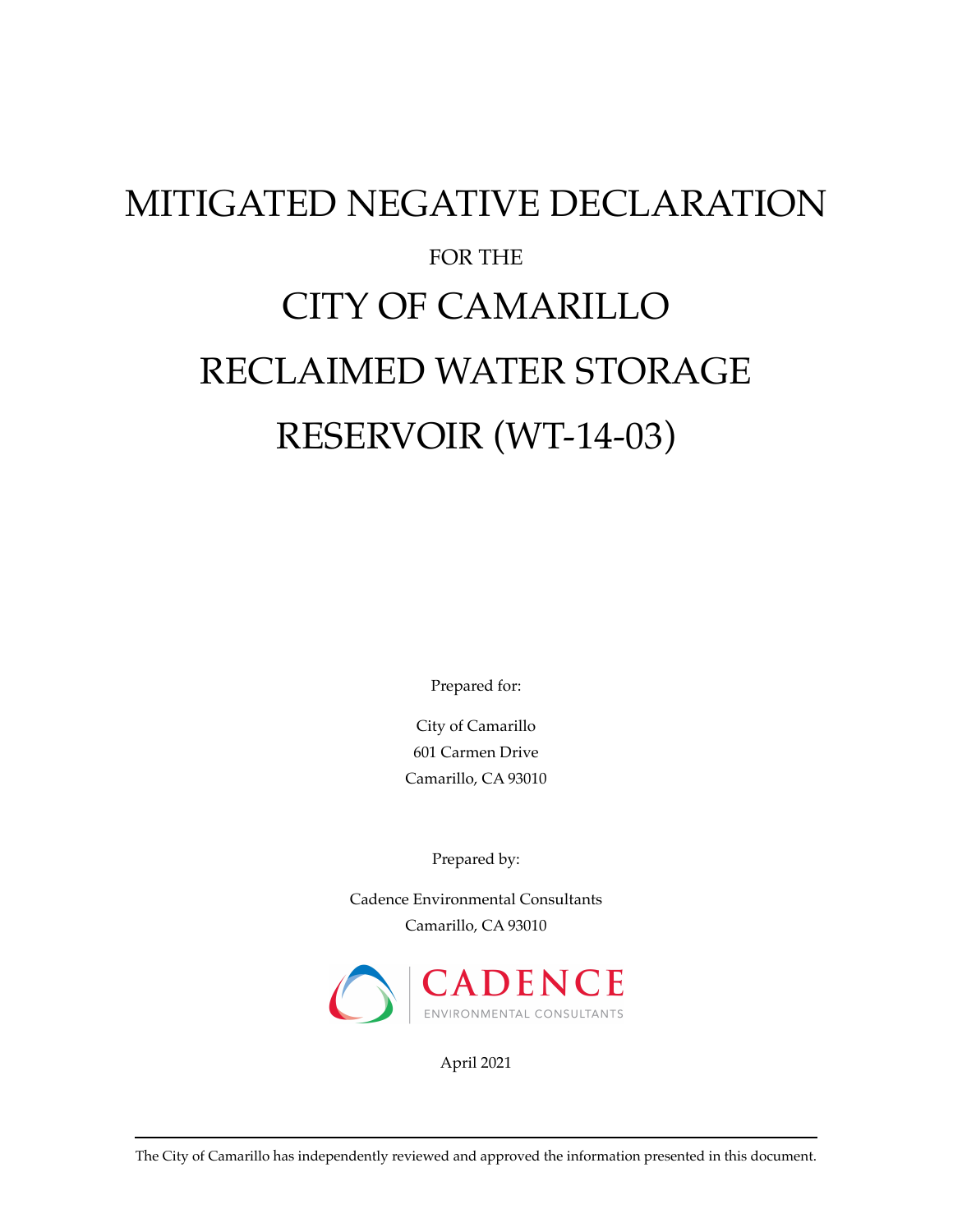# MITIGATED NEGATIVE DECLARATION

FOR THE

# CITY OF CAMARILLO RECLAIMED WATER STORAGE RESERVOIR (WT-14-03)

Prepared for:

City of Camarillo
601 Carmen Drive
Camarillo, CA 93010

Prepared by:

Cadence Environmental Consultants
Camarillo, CA 93010

CADENCE
ENVIRONMENTAL CONSULTANTS

April 2021

---

The City of Camarillo has independently reviewed and approved the information presented in this document.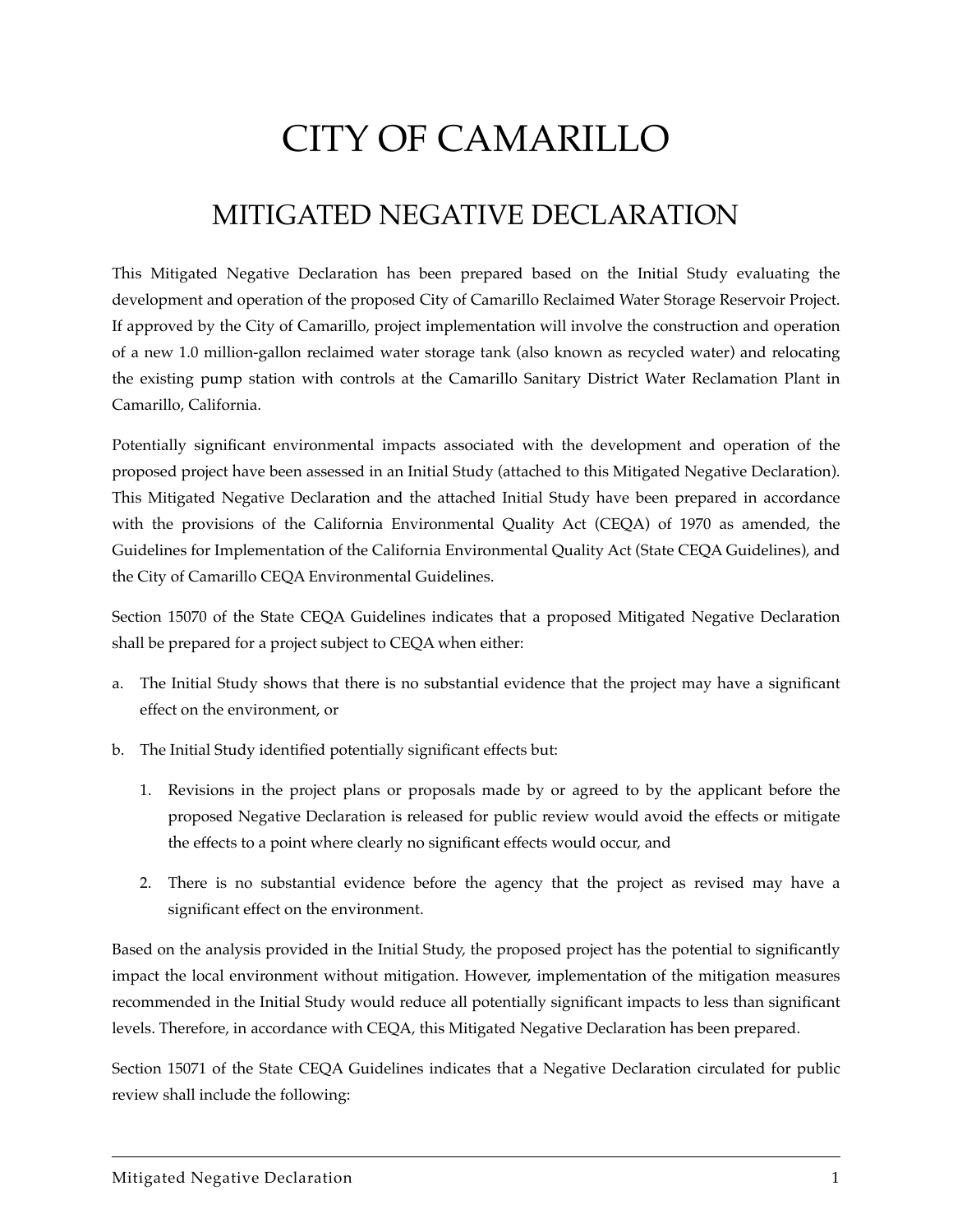# CITY OF CAMARILLO

## MITIGATED NEGATIVE DECLARATION

This Mitigated Negative Declaration has been prepared based on the Initial Study evaluating the development and operation of the proposed City of Camarillo Reclaimed Water Storage Reservoir Project. If approved by the City of Camarillo, project implementation will involve the construction and operation of a new 1.0 million-gallon reclaimed water storage tank (also known as recycled water) and relocating the existing pump station with controls at the Camarillo Sanitary District Water Reclamation Plant in Camarillo, California.

Potentially significant environmental impacts associated with the development and operation of the proposed project have been assessed in an Initial Study (attached to this Mitigated Negative Declaration). This Mitigated Negative Declaration and the attached Initial Study have been prepared in accordance with the provisions of the California Environmental Quality Act (CEQA) of 1970 as amended, the Guidelines for Implementation of the California Environmental Quality Act (State CEQA Guidelines), and the City of Camarillo CEQA Environmental Guidelines.

Section 15070 of the State CEQA Guidelines indicates that a proposed Mitigated Negative Declaration shall be prepared for a project subject to CEQA when either:

a. The Initial Study shows that there is no substantial evidence that the project may have a significant effect on the environment, or

b. The Initial Study identified potentially significant effects but:

   1. Revisions in the project plans or proposals made by or agreed to by the applicant before the proposed Negative Declaration is released for public review would avoid the effects or mitigate the effects to a point where clearly no significant effects would occur, and

   2. There is no substantial evidence before the agency that the project as revised may have a significant effect on the environment.

Based on the analysis provided in the Initial Study, the proposed project has the potential to significantly impact the local environment without mitigation. However, implementation of the mitigation measures recommended in the Initial Study would reduce all potentially significant impacts to less than significant levels. Therefore, in accordance with CEQA, this Mitigated Negative Declaration has been prepared.

Section 15071 of the State CEQA Guidelines indicates that a Negative Declaration circulated for public review shall include the following: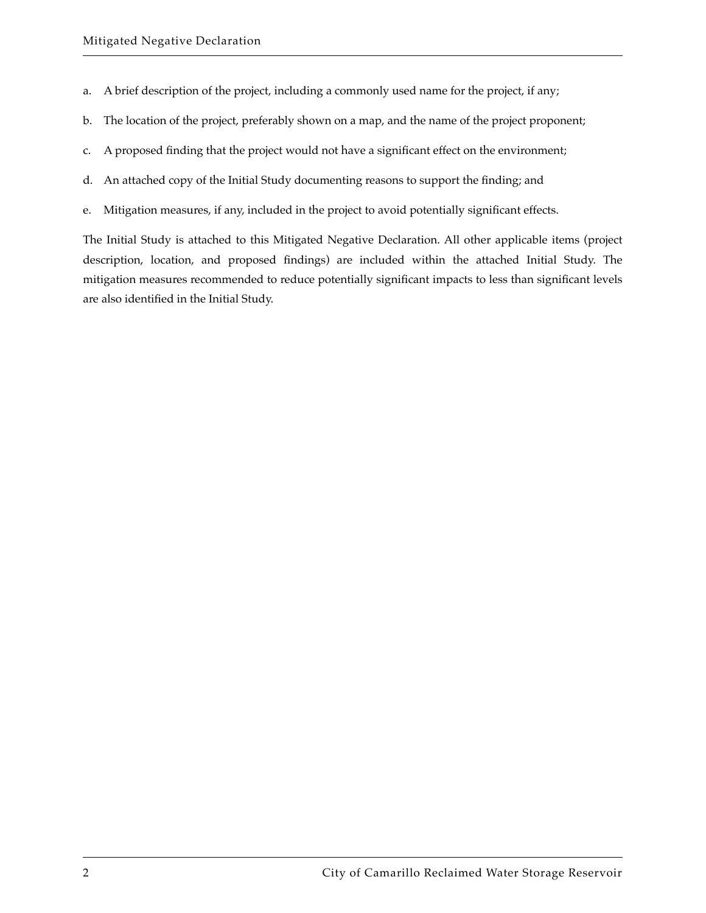a. A brief description of the project, including a commonly used name for the project, if any;

b. The location of the project, preferably shown on a map, and the name of the project proponent;

c. A proposed finding that the project would not have a significant effect on the environment;

d. An attached copy of the Initial Study documenting reasons to support the finding; and

e. Mitigation measures, if any, included in the project to avoid potentially significant effects.

The Initial Study is attached to this Mitigated Negative Declaration. All other applicable items (project description, location, and proposed findings) are included within the attached Initial Study. The mitigation measures recommended to reduce potentially significant impacts to less than significant levels are also identified in the Initial Study.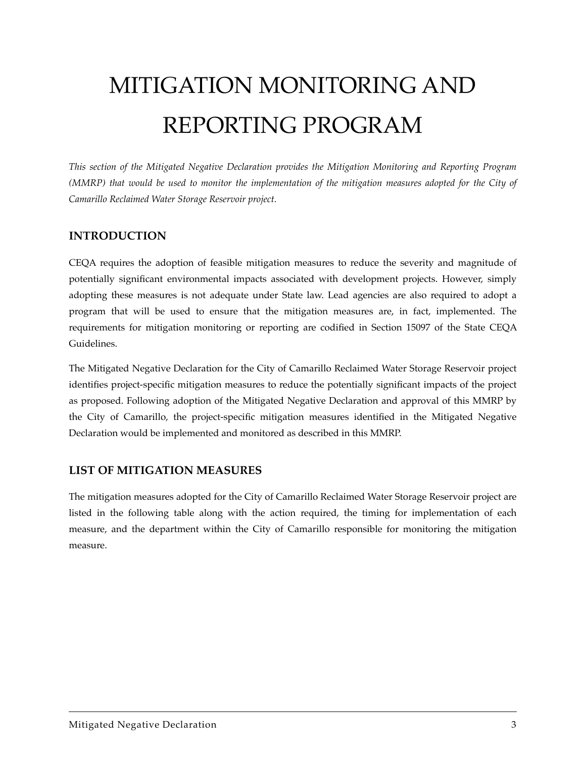# MITIGATION MONITORING AND REPORTING PROGRAM

*This section of the Mitigated Negative Declaration provides the Mitigation Monitoring and Reporting Program (MMRP) that would be used to monitor the implementation of the mitigation measures adopted for the City of Camarillo Reclaimed Water Storage Reservoir project.*

## INTRODUCTION

CEQA requires the adoption of feasible mitigation measures to reduce the severity and magnitude of potentially significant environmental impacts associated with development projects. However, simply adopting these measures is not adequate under State law. Lead agencies are also required to adopt a program that will be used to ensure that the mitigation measures are, in fact, implemented. The requirements for mitigation monitoring or reporting are codified in Section 15097 of the State CEQA Guidelines.

The Mitigated Negative Declaration for the City of Camarillo Reclaimed Water Storage Reservoir project identifies project-specific mitigation measures to reduce the potentially significant impacts of the project as proposed. Following adoption of the Mitigated Negative Declaration and approval of this MMRP by the City of Camarillo, the project-specific mitigation measures identified in the Mitigated Negative Declaration would be implemented and monitored as described in this MMRP.

## LIST OF MITIGATION MEASURES

The mitigation measures adopted for the City of Camarillo Reclaimed Water Storage Reservoir project are listed in the following table along with the action required, the timing for implementation of each measure, and the department within the City of Camarillo responsible for monitoring the mitigation measure.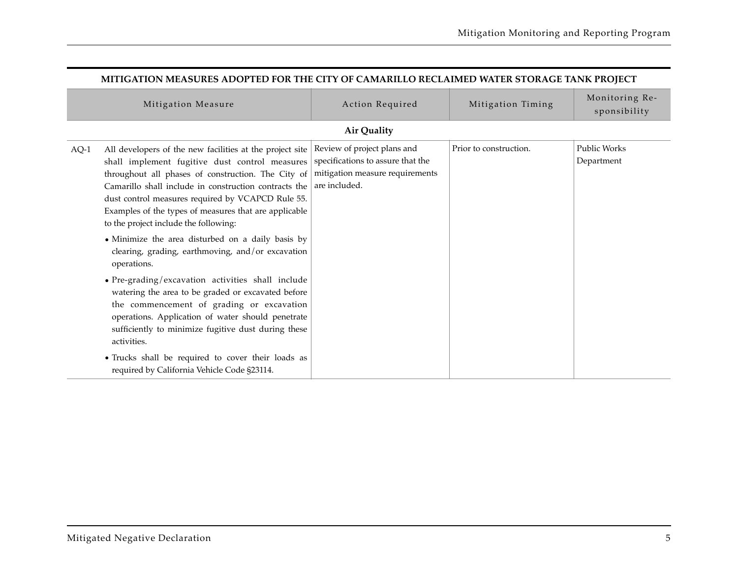**MITIGATION MEASURES ADOPTED FOR THE CITY OF CAMARILLO RECLAIMED WATER STORAGE TANK PROJECT**

| Mitigation Measure | | Action Required | Mitigation Timing | Monitoring Responsibility |
|---|---|---|---|---|
| **Air Quality** | | | | |
| AQ-1 | All developers of the new facilities at the project site shall implement fugitive dust control measures throughout all phases of construction. The City of Camarillo shall include in construction contracts the dust control measures required by VCAPCD Rule 55. Examples of the types of measures that are applicable to the project include the following: <br>• Minimize the area disturbed on a daily basis by clearing, grading, earthmoving, and/or excavation operations. <br>• Pre-grading/excavation activities shall include watering the area to be graded or excavated before the commencement of grading or excavation operations. Application of water should penetrate sufficiently to minimize fugitive dust during these activities. <br>• Trucks shall be required to cover their loads as required by California Vehicle Code §23114. | Review of project plans and specifications to assure that the mitigation measure requirements are included. | Prior to construction. | Public Works Department |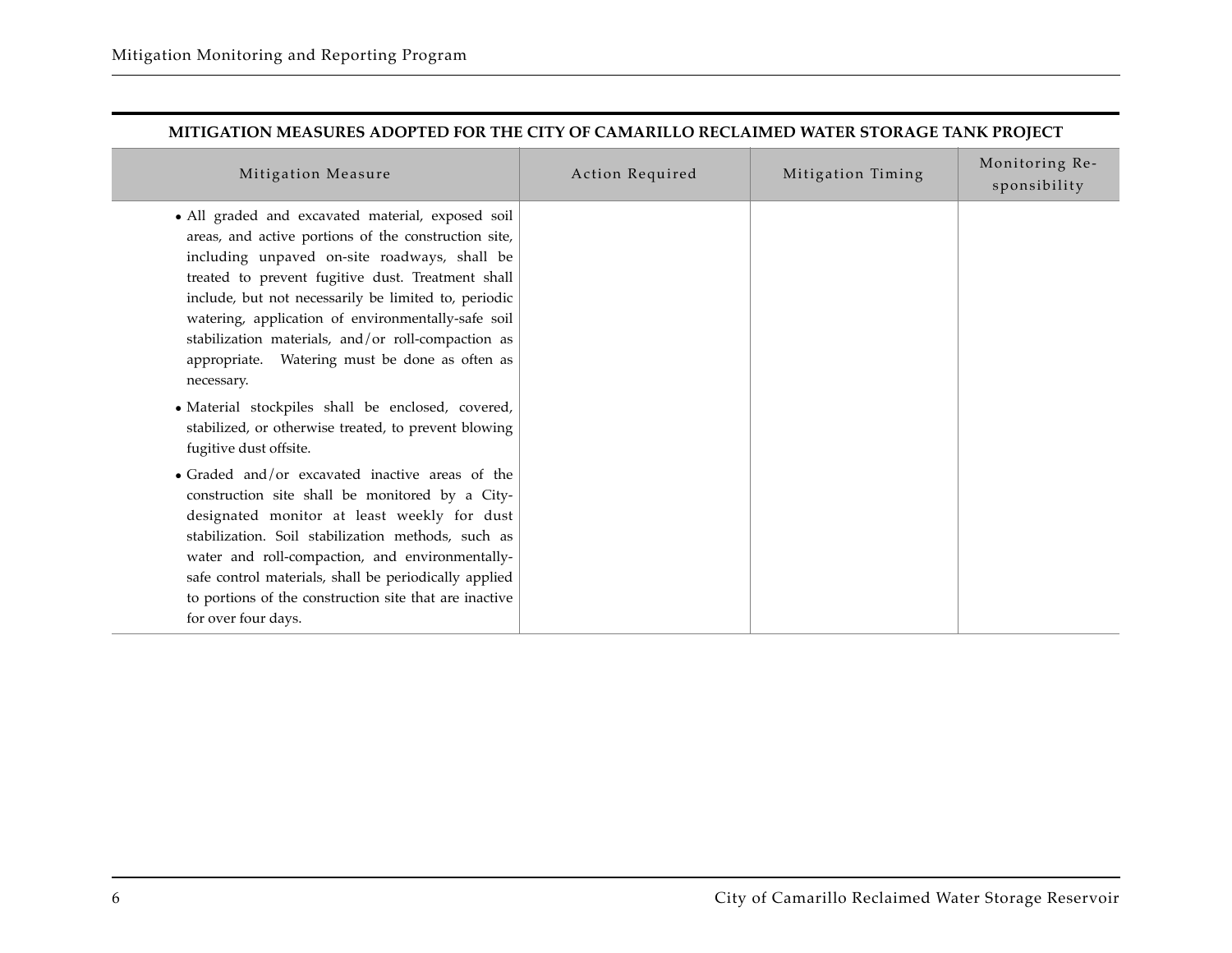**MITIGATION MEASURES ADOPTED FOR THE CITY OF CAMARILLO RECLAIMED WATER STORAGE TANK PROJECT**

| Mitigation Measure | Action Required | Mitigation Timing | Monitoring Responsibility |
|---|---|---|---|
| • All graded and excavated material, exposed soil areas, and active portions of the construction site, including unpaved on-site roadways, shall be treated to prevent fugitive dust. Treatment shall include, but not necessarily be limited to, periodic watering, application of environmentally-safe soil stabilization materials, and/or roll-compaction as appropriate. Watering must be done as often as necessary.<br>• Material stockpiles shall be enclosed, covered, stabilized, or otherwise treated, to prevent blowing fugitive dust offsite.<br>• Graded and/or excavated inactive areas of the construction site shall be monitored by a City-designated monitor at least weekly for dust stabilization. Soil stabilization methods, such as water and roll-compaction, and environmentally-safe control materials, shall be periodically applied to portions of the construction site that are inactive for over four days. | | | |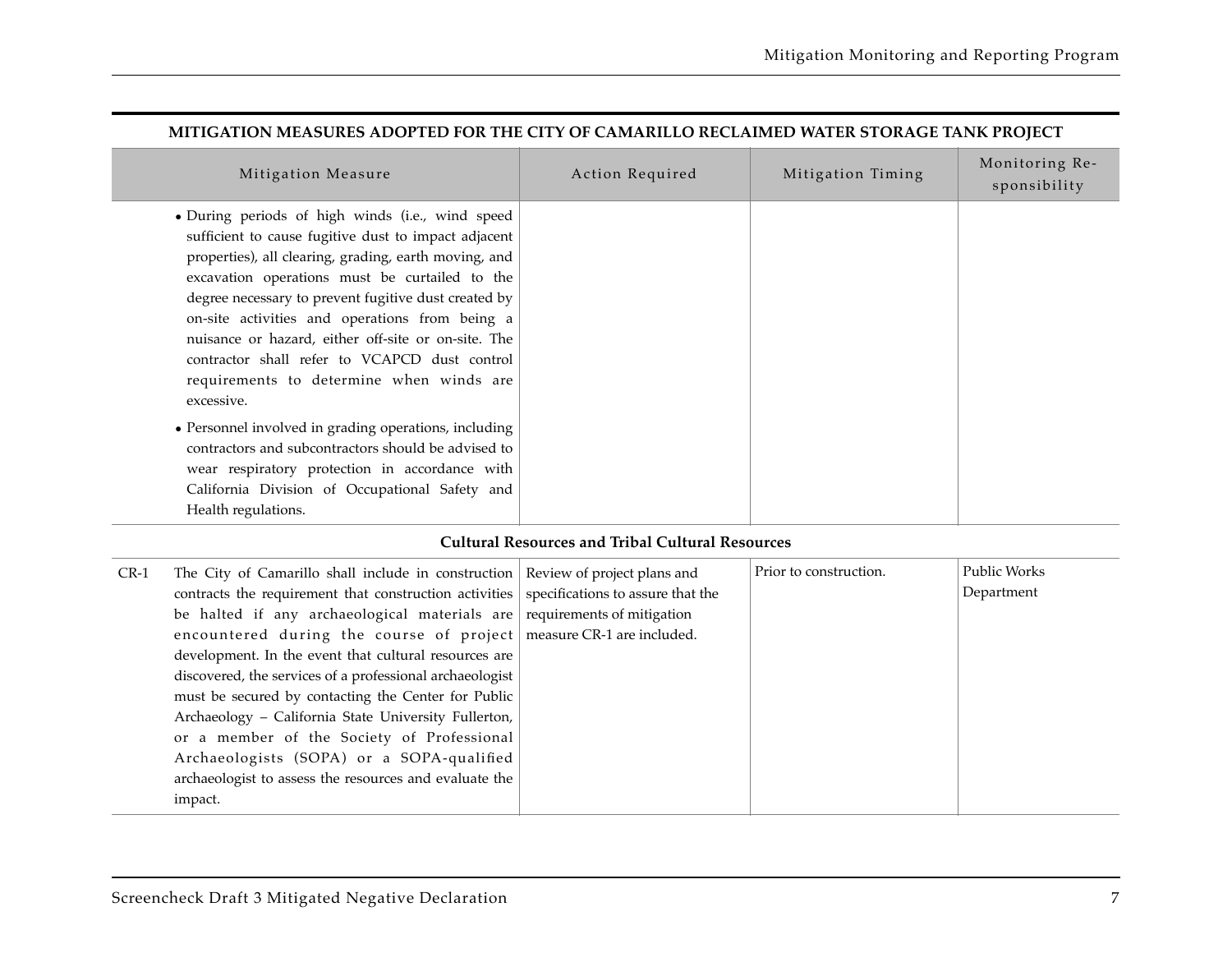**MITIGATION MEASURES ADOPTED FOR THE CITY OF CAMARILLO RECLAIMED WATER STORAGE TANK PROJECT**

| Mitigation Measure | Action Required | Mitigation Timing | Monitoring Responsibility |
|---|---|---|---|
| • During periods of high winds (i.e., wind speed sufficient to cause fugitive dust to impact adjacent properties), all clearing, grading, earth moving, and excavation operations must be curtailed to the degree necessary to prevent fugitive dust created by on-site activities and operations from being a nuisance or hazard, either off-site or on-site. The contractor shall refer to VCAPCD dust control requirements to determine when winds are excessive.<br>• Personnel involved in grading operations, including contractors and subcontractors should be advised to wear respiratory protection in accordance with California Division of Occupational Safety and Health regulations. | | | |
| **Cultural Resources and Tribal Cultural Resources** | | | |
| CR-1 The City of Camarillo shall include in construction contracts the requirement that construction activities be halted if any archaeological materials are encountered during the course of project development. In the event that cultural resources are discovered, the services of a professional archaeologist must be secured by contacting the Center for Public Archaeology – California State University Fullerton, or a member of the Society of Professional Archaeologists (SOPA) or a SOPA-qualified archaeologist to assess the resources and evaluate the impact. | Review of project plans and specifications to assure that the requirements of mitigation measure CR-1 are included. | Prior to construction. | Public Works Department |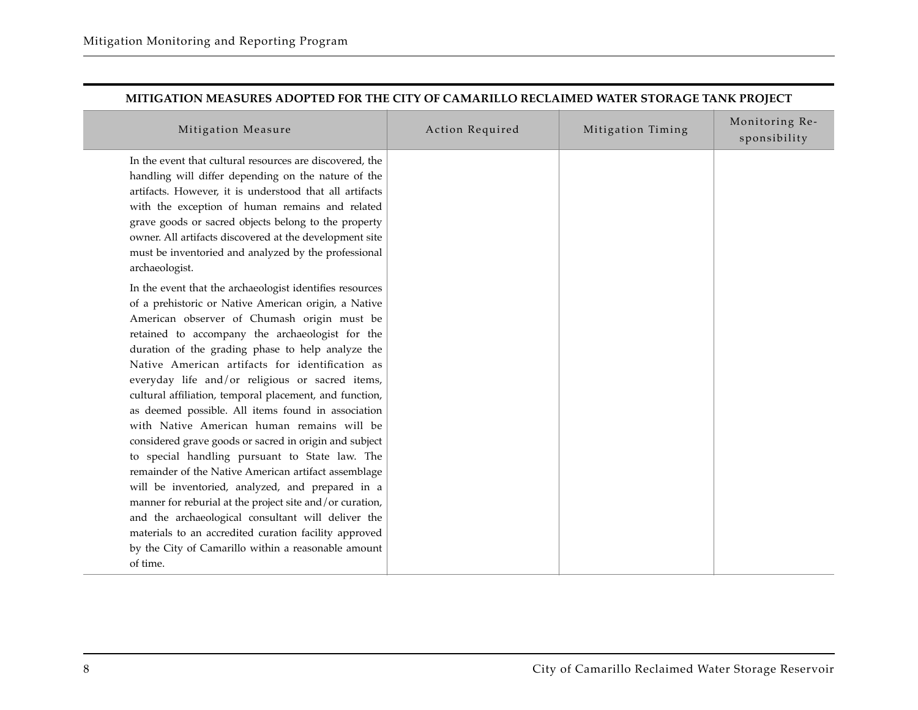**MITIGATION MEASURES ADOPTED FOR THE CITY OF CAMARILLO RECLAIMED WATER STORAGE TANK PROJECT**

| Mitigation Measure | Action Required | Mitigation Timing | Monitoring Responsibility |
|---|---|---|---|
| In the event that cultural resources are discovered, the handling will differ depending on the nature of the artifacts. However, it is understood that all artifacts with the exception of human remains and related grave goods or sacred objects belong to the property owner. All artifacts discovered at the development site must be inventoried and analyzed by the professional archaeologist.<br><br>In the event that the archaeologist identifies resources of a prehistoric or Native American origin, a Native American observer of Chumash origin must be retained to accompany the archaeologist for the duration of the grading phase to help analyze the Native American artifacts for identification as everyday life and/or religious or sacred items, cultural affiliation, temporal placement, and function, as deemed possible. All items found in association with Native American human remains will be considered grave goods or sacred in origin and subject to special handling pursuant to State law. The remainder of the Native American artifact assemblage will be inventoried, analyzed, and prepared in a manner for reburial at the project site and/or curation, and the archaeological consultant will deliver the materials to an accredited curation facility approved by the City of Camarillo within a reasonable amount of time. | | | |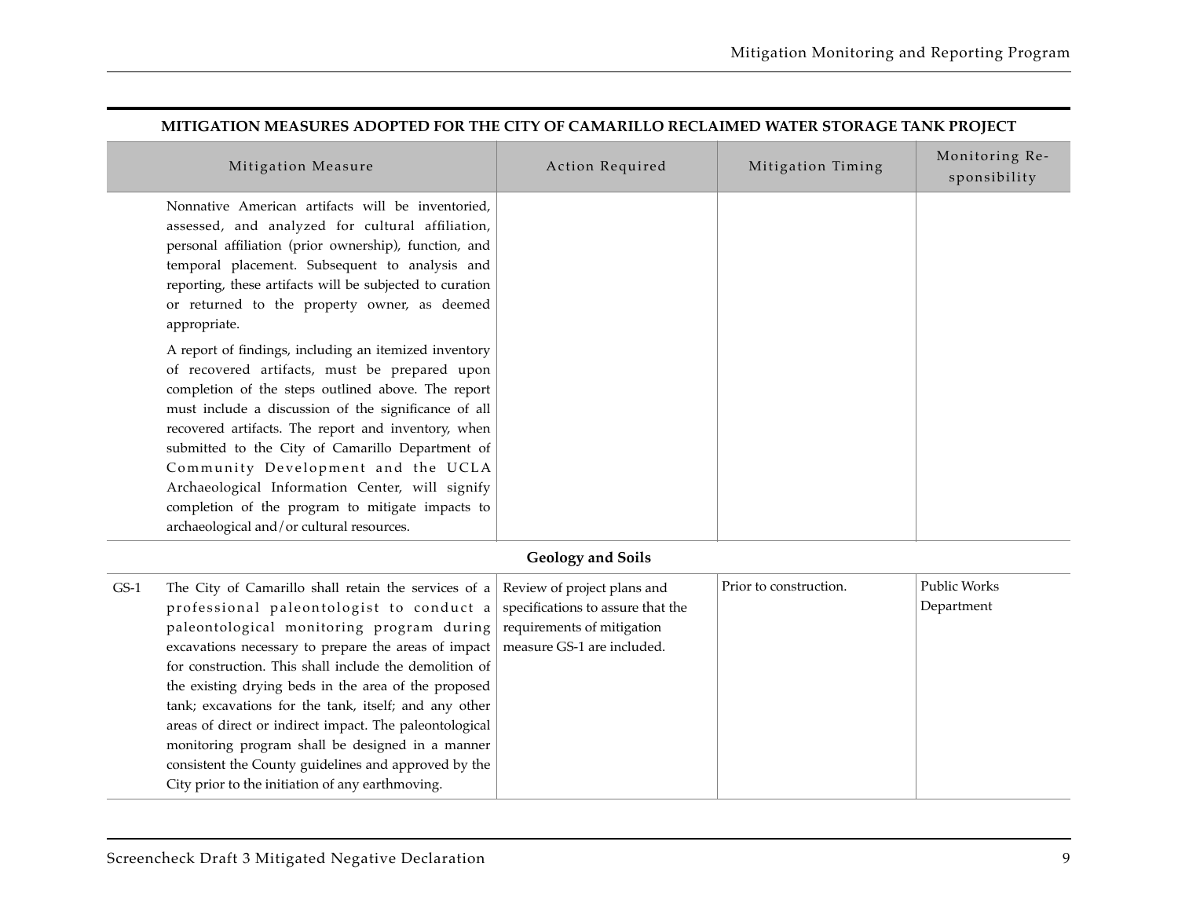**MITIGATION MEASURES ADOPTED FOR THE CITY OF CAMARILLO RECLAIMED WATER STORAGE TANK PROJECT**

| | Mitigation Measure | Action Required | Mitigation Timing | Monitoring Responsibility |
|---|---|---|---|---|
| | Nonnative American artifacts will be inventoried, assessed, and analyzed for cultural affiliation, personal affiliation (prior ownership), function, and temporal placement. Subsequent to analysis and reporting, these artifacts will be subjected to curation or returned to the property owner, as deemed appropriate.<br><br>A report of findings, including an itemized inventory of recovered artifacts, must be prepared upon completion of the steps outlined above. The report must include a discussion of the significance of all recovered artifacts. The report and inventory, when submitted to the City of Camarillo Department of Community Development and the UCLA Archaeological Information Center, will signify completion of the program to mitigate impacts to archaeological and/or cultural resources. | | | |
| | **Geology and Soils** | | | |
| GS-1 | The City of Camarillo shall retain the services of a professional paleontologist to conduct a paleontological monitoring program during excavations necessary to prepare the areas of impact for construction. This shall include the demolition of the existing drying beds in the area of the proposed tank; excavations for the tank, itself; and any other areas of direct or indirect impact. The paleontological monitoring program shall be designed in a manner consistent the County guidelines and approved by the City prior to the initiation of any earthmoving. | Review of project plans and specifications to assure that the requirements of mitigation measure GS-1 are included. | Prior to construction. | Public Works Department |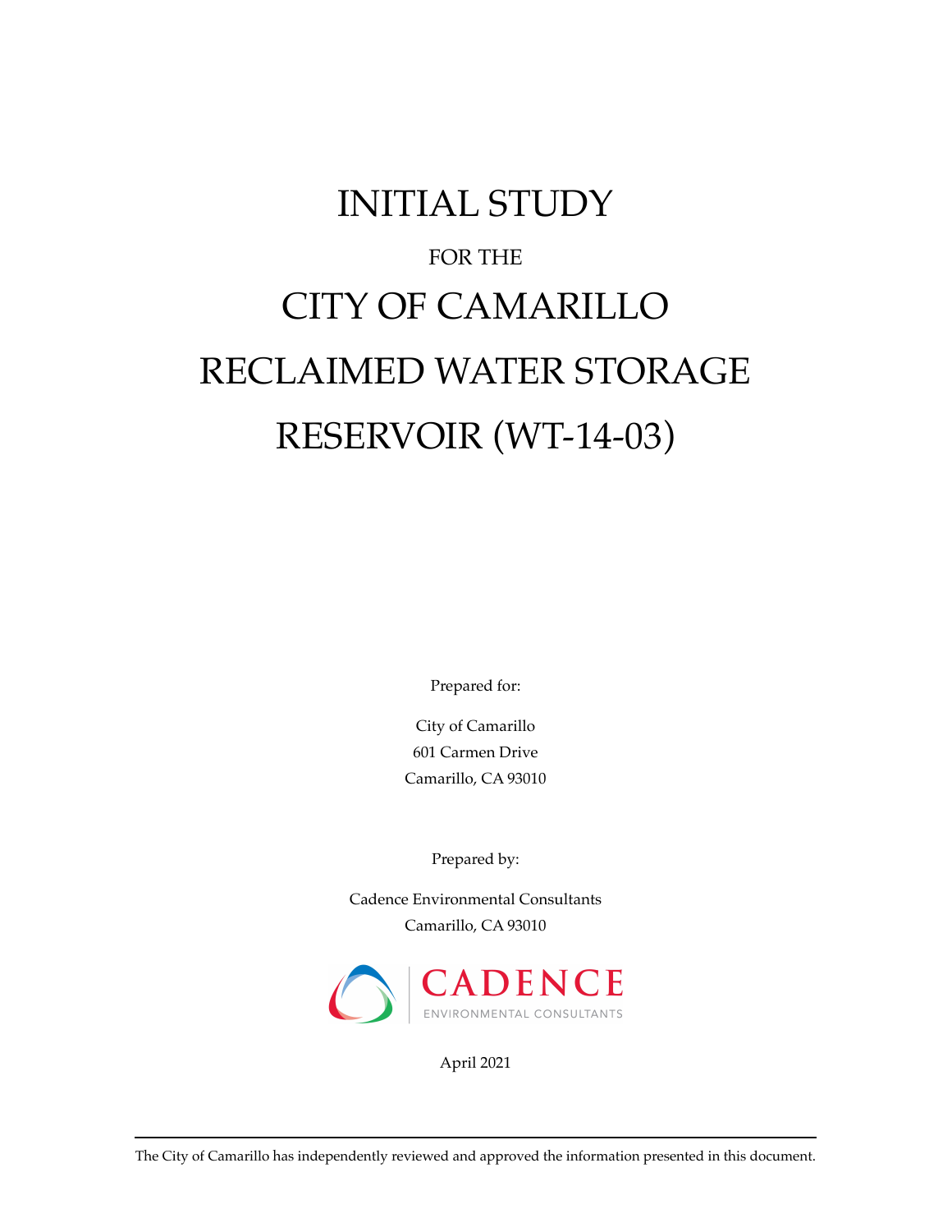# INITIAL STUDY

FOR THE

# CITY OF CAMARILLO RECLAIMED WATER STORAGE RESERVOIR (WT-14-03)

Prepared for:

City of Camarillo
601 Carmen Drive
Camarillo, CA 93010

Prepared by:

Cadence Environmental Consultants
Camarillo, CA 93010

CADENCE
ENVIRONMENTAL CONSULTANTS

April 2021

The City of Camarillo has independently reviewed and approved the information presented in this document.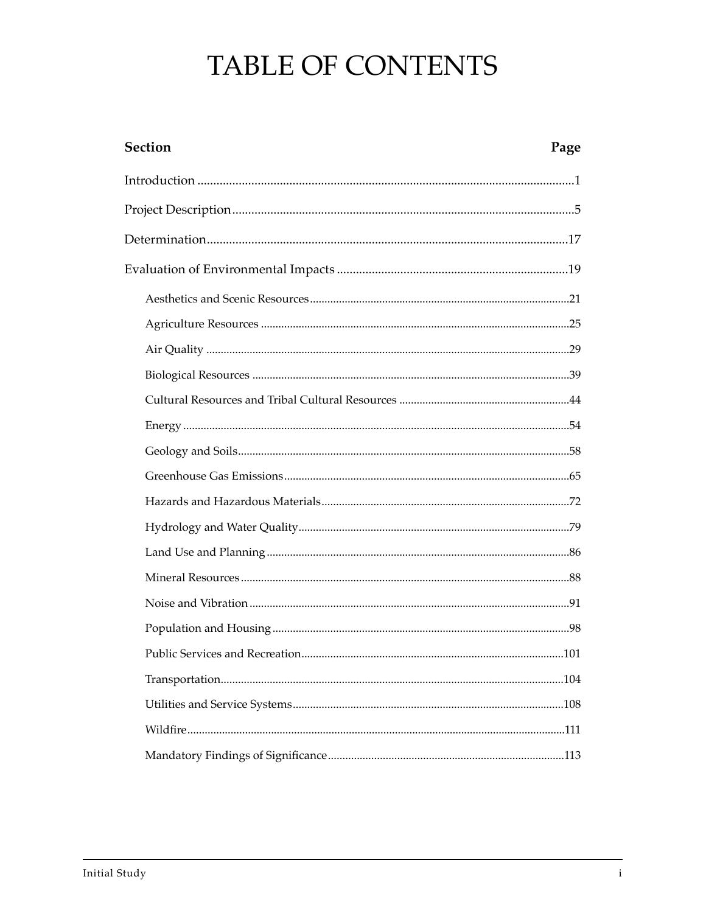# TABLE OF CONTENTS

| Section | Page |
|---|---|
| Introduction | 1 |
| Project Description | 5 |
| Determination | 17 |
| Evaluation of Environmental Impacts | 19 |
| Aesthetics and Scenic Resources | 21 |
| Agriculture Resources | 25 |
| Air Quality | 29 |
| Biological Resources | 39 |
| Cultural Resources and Tribal Cultural Resources | 44 |
| Energy | 54 |
| Geology and Soils | 58 |
| Greenhouse Gas Emissions | 65 |
| Hazards and Hazardous Materials | 72 |
| Hydrology and Water Quality | 79 |
| Land Use and Planning | 86 |
| Mineral Resources | 88 |
| Noise and Vibration | 91 |
| Population and Housing | 98 |
| Public Services and Recreation | 101 |
| Transportation | 104 |
| Utilities and Service Systems | 108 |
| Wildfire | 111 |
| Mandatory Findings of Significance | 113 |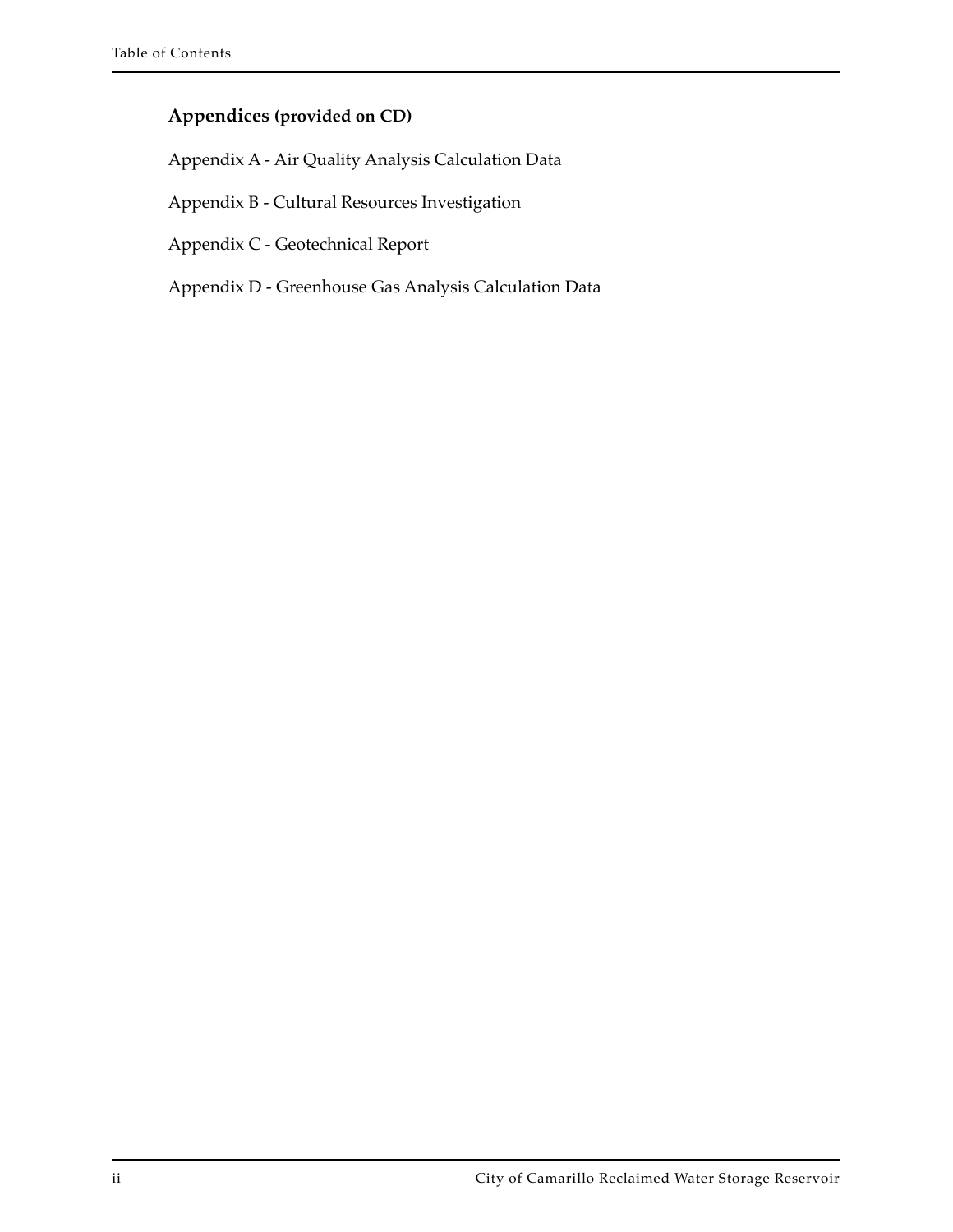## Appendices (provided on CD)

Appendix A - Air Quality Analysis Calculation Data

Appendix B - Cultural Resources Investigation

Appendix C - Geotechnical Report

Appendix D - Greenhouse Gas Analysis Calculation Data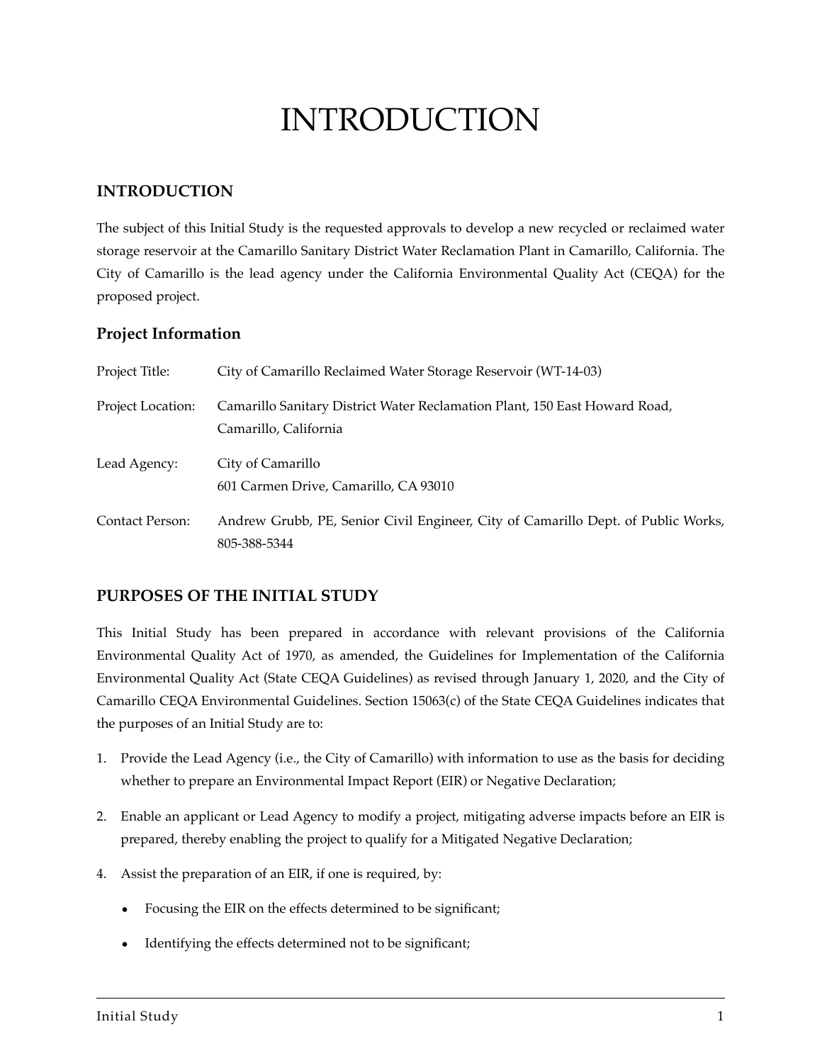# INTRODUCTION

## INTRODUCTION

The subject of this Initial Study is the requested approvals to develop a new recycled or reclaimed water storage reservoir at the Camarillo Sanitary District Water Reclamation Plant in Camarillo, California. The City of Camarillo is the lead agency under the California Environmental Quality Act (CEQA) for the proposed project.

### Project Information

Project Title: City of Camarillo Reclaimed Water Storage Reservoir (WT-14-03)

Project Location: Camarillo Sanitary District Water Reclamation Plant, 150 East Howard Road, Camarillo, California

Lead Agency: City of Camarillo
601 Carmen Drive, Camarillo, CA 93010

Contact Person: Andrew Grubb, PE, Senior Civil Engineer, City of Camarillo Dept. of Public Works, 805-388-5344

## PURPOSES OF THE INITIAL STUDY

This Initial Study has been prepared in accordance with relevant provisions of the California Environmental Quality Act of 1970, as amended, the Guidelines for Implementation of the California Environmental Quality Act (State CEQA Guidelines) as revised through January 1, 2020, and the City of Camarillo CEQA Environmental Guidelines. Section 15063(c) of the State CEQA Guidelines indicates that the purposes of an Initial Study are to:

1. Provide the Lead Agency (i.e., the City of Camarillo) with information to use as the basis for deciding whether to prepare an Environmental Impact Report (EIR) or Negative Declaration;
2. Enable an applicant or Lead Agency to modify a project, mitigating adverse impacts before an EIR is prepared, thereby enabling the project to qualify for a Mitigated Negative Declaration;
4. Assist the preparation of an EIR, if one is required, by:
   - Focusing the EIR on the effects determined to be significant;
   - Identifying the effects determined not to be significant;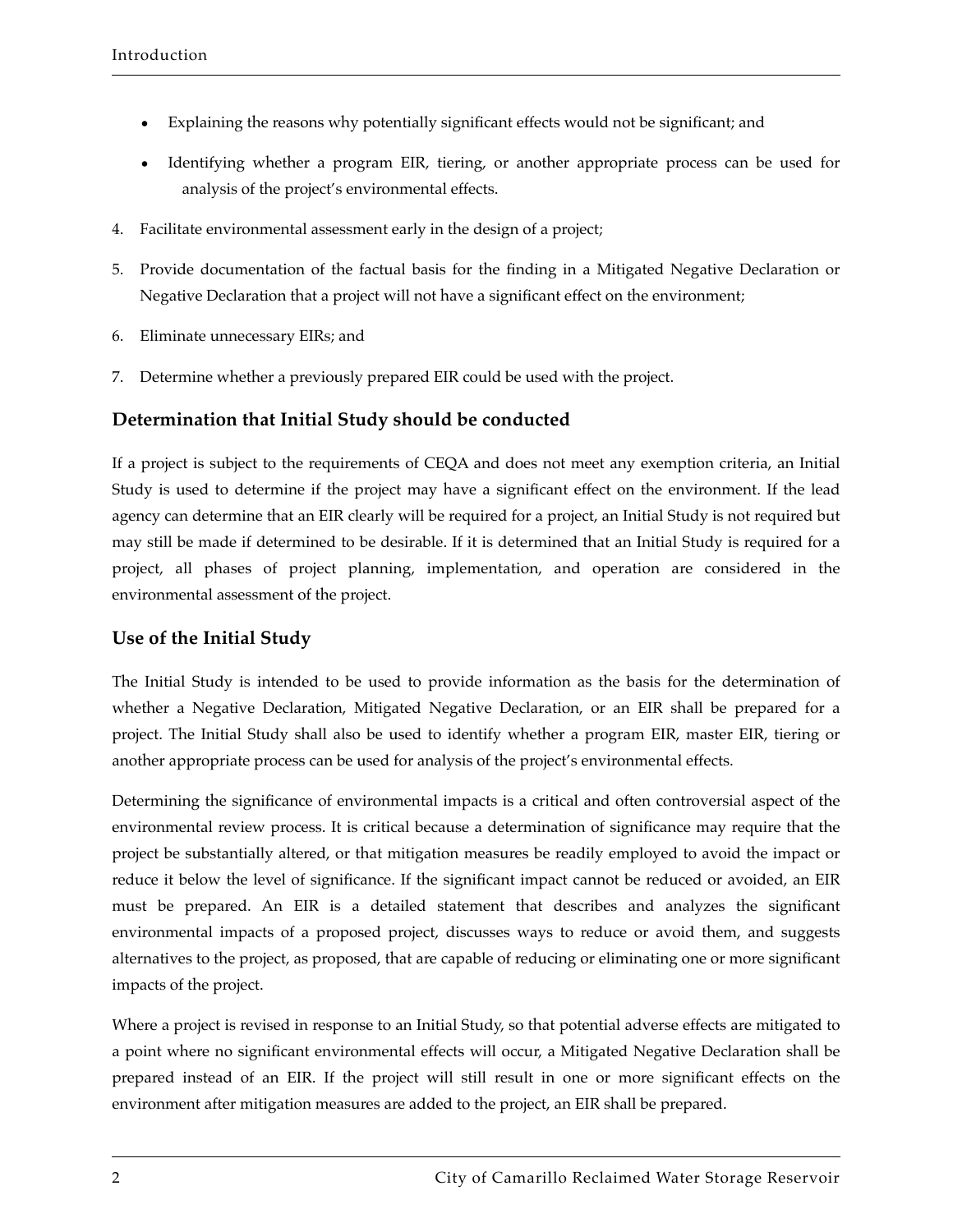- Explaining the reasons why potentially significant effects would not be significant; and
- Identifying whether a program EIR, tiering, or another appropriate process can be used for analysis of the project's environmental effects.

4. Facilitate environmental assessment early in the design of a project;
5. Provide documentation of the factual basis for the finding in a Mitigated Negative Declaration or Negative Declaration that a project will not have a significant effect on the environment;
6. Eliminate unnecessary EIRs; and
7. Determine whether a previously prepared EIR could be used with the project.

### Determination that Initial Study should be conducted

If a project is subject to the requirements of CEQA and does not meet any exemption criteria, an Initial Study is used to determine if the project may have a significant effect on the environment. If the lead agency can determine that an EIR clearly will be required for a project, an Initial Study is not required but may still be made if determined to be desirable. If it is determined that an Initial Study is required for a project, all phases of project planning, implementation, and operation are considered in the environmental assessment of the project.

### Use of the Initial Study

The Initial Study is intended to be used to provide information as the basis for the determination of whether a Negative Declaration, Mitigated Negative Declaration, or an EIR shall be prepared for a project. The Initial Study shall also be used to identify whether a program EIR, master EIR, tiering or another appropriate process can be used for analysis of the project's environmental effects.

Determining the significance of environmental impacts is a critical and often controversial aspect of the environmental review process. It is critical because a determination of significance may require that the project be substantially altered, or that mitigation measures be readily employed to avoid the impact or reduce it below the level of significance. If the significant impact cannot be reduced or avoided, an EIR must be prepared. An EIR is a detailed statement that describes and analyzes the significant environmental impacts of a proposed project, discusses ways to reduce or avoid them, and suggests alternatives to the project, as proposed, that are capable of reducing or eliminating one or more significant impacts of the project.

Where a project is revised in response to an Initial Study, so that potential adverse effects are mitigated to a point where no significant environmental effects will occur, a Mitigated Negative Declaration shall be prepared instead of an EIR. If the project will still result in one or more significant effects on the environment after mitigation measures are added to the project, an EIR shall be prepared.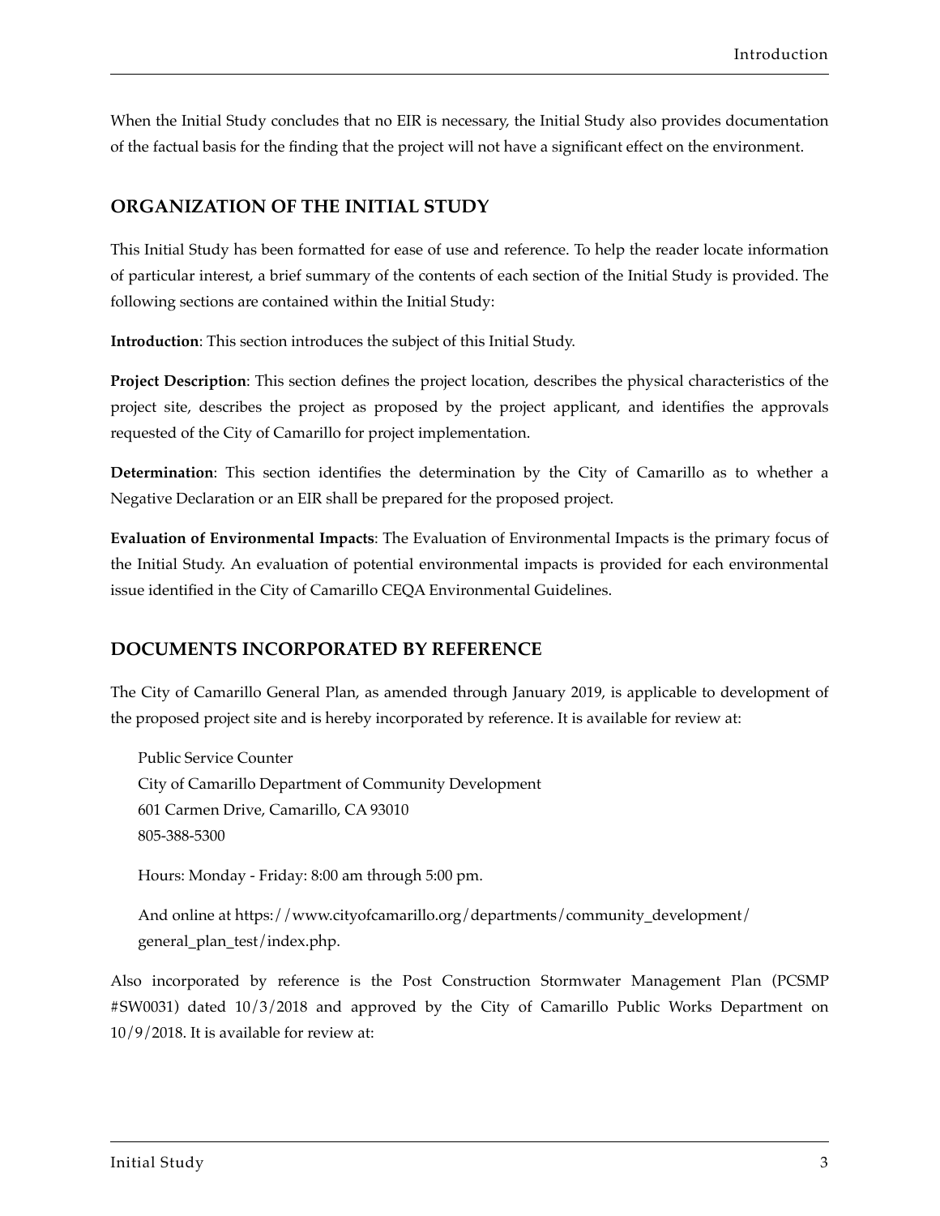When the Initial Study concludes that no EIR is necessary, the Initial Study also provides documentation of the factual basis for the finding that the project will not have a significant effect on the environment.

## ORGANIZATION OF THE INITIAL STUDY

This Initial Study has been formatted for ease of use and reference. To help the reader locate information of particular interest, a brief summary of the contents of each section of the Initial Study is provided. The following sections are contained within the Initial Study:

**Introduction**: This section introduces the subject of this Initial Study.

**Project Description**: This section defines the project location, describes the physical characteristics of the project site, describes the project as proposed by the project applicant, and identifies the approvals requested of the City of Camarillo for project implementation.

**Determination**: This section identifies the determination by the City of Camarillo as to whether a Negative Declaration or an EIR shall be prepared for the proposed project.

**Evaluation of Environmental Impacts**: The Evaluation of Environmental Impacts is the primary focus of the Initial Study. An evaluation of potential environmental impacts is provided for each environmental issue identified in the City of Camarillo CEQA Environmental Guidelines.

## DOCUMENTS INCORPORATED BY REFERENCE

The City of Camarillo General Plan, as amended through January 2019, is applicable to development of the proposed project site and is hereby incorporated by reference. It is available for review at:

Public Service Counter
City of Camarillo Department of Community Development
601 Carmen Drive, Camarillo, CA 93010
805-388-5300

Hours: Monday - Friday: 8:00 am through 5:00 pm.

And online at https://www.cityofcamarillo.org/departments/community_development/general_plan_test/index.php.

Also incorporated by reference is the Post Construction Stormwater Management Plan (PCSMP #SW0031) dated 10/3/2018 and approved by the City of Camarillo Public Works Department on 10/9/2018. It is available for review at: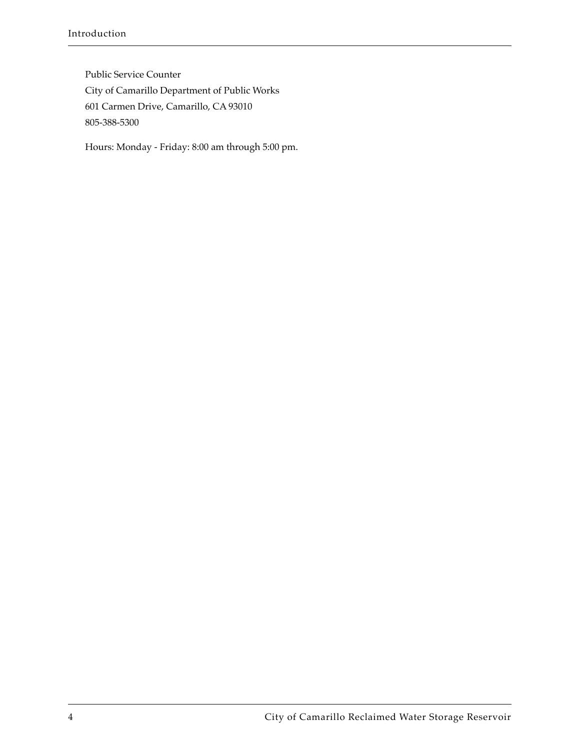Public Service Counter
City of Camarillo Department of Public Works
601 Carmen Drive, Camarillo, CA 93010
805-388-5300

Hours: Monday - Friday: 8:00 am through 5:00 pm.